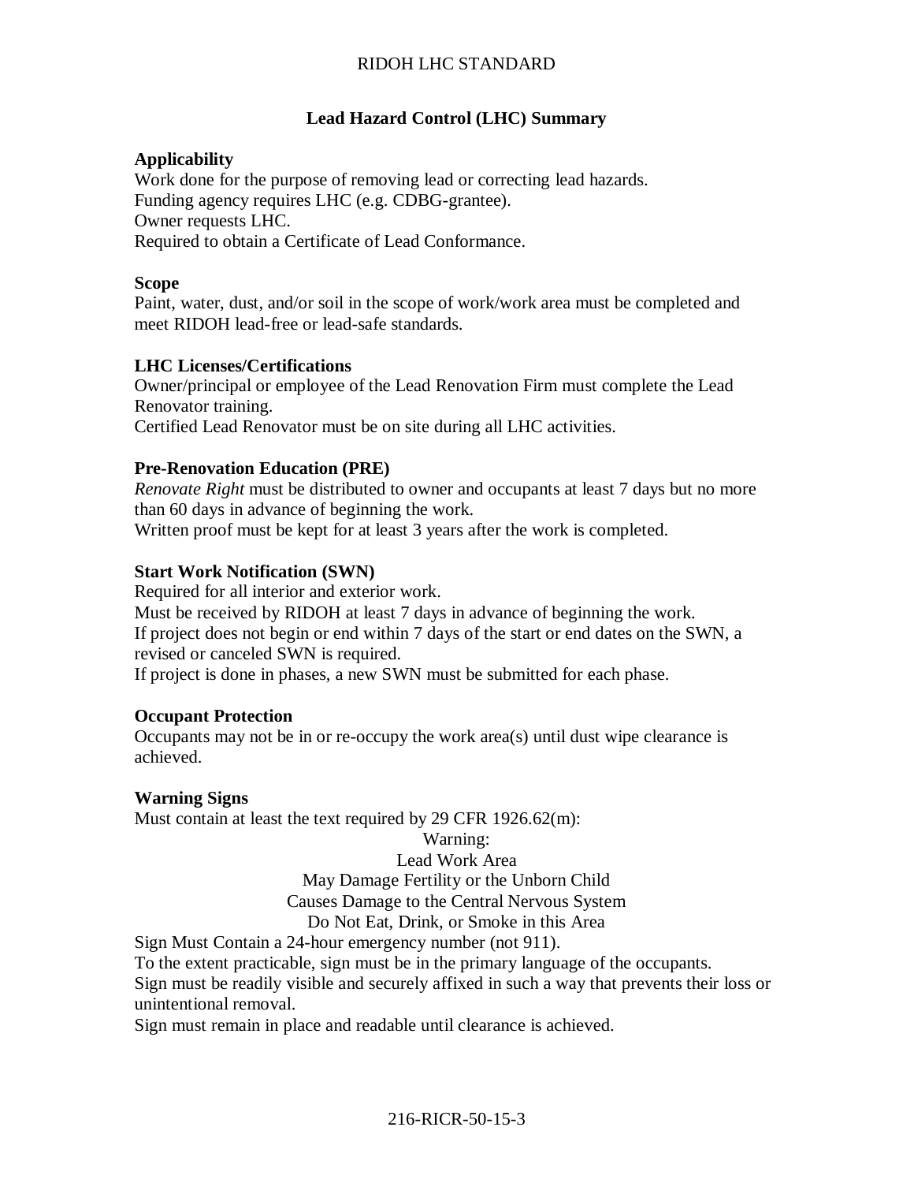# Lead Hazard Control (LHC) Summary

**Applicability**

Work done for the purpose of removing lead or correcting lead hazards.
Funding agency requires LHC (e.g. CDBG-grantee).
Owner requests LHC.
Required to obtain a Certificate of Lead Conformance.

**Scope**

Paint, water, dust, and/or soil in the scope of work/work area must be completed and meet RIDOH lead-free or lead-safe standards.

**LHC Licenses/Certifications**

Owner/principal or employee of the Lead Renovation Firm must complete the Lead Renovator training.
Certified Lead Renovator must be on site during all LHC activities.

**Pre-Renovation Education (PRE)**

*Renovate Right* must be distributed to owner and occupants at least 7 days but no more than 60 days in advance of beginning the work.
Written proof must be kept for at least 3 years after the work is completed.

**Start Work Notification (SWN)**

Required for all interior and exterior work.
Must be received by RIDOH at least 7 days in advance of beginning the work.
If project does not begin or end within 7 days of the start or end dates on the SWN, a revised or canceled SWN is required.
If project is done in phases, a new SWN must be submitted for each phase.

**Occupant Protection**

Occupants may not be in or re-occupy the work area(s) until dust wipe clearance is achieved.

**Warning Signs**

Must contain at least the text required by 29 CFR 1926.62(m):

Warning:
Lead Work Area
May Damage Fertility or the Unborn Child
Causes Damage to the Central Nervous System
Do Not Eat, Drink, or Smoke in this Area

Sign Must Contain a 24-hour emergency number (not 911).
To the extent practicable, sign must be in the primary language of the occupants.
Sign must be readily visible and securely affixed in such a way that prevents their loss or unintentional removal.
Sign must remain in place and readable until clearance is achieved.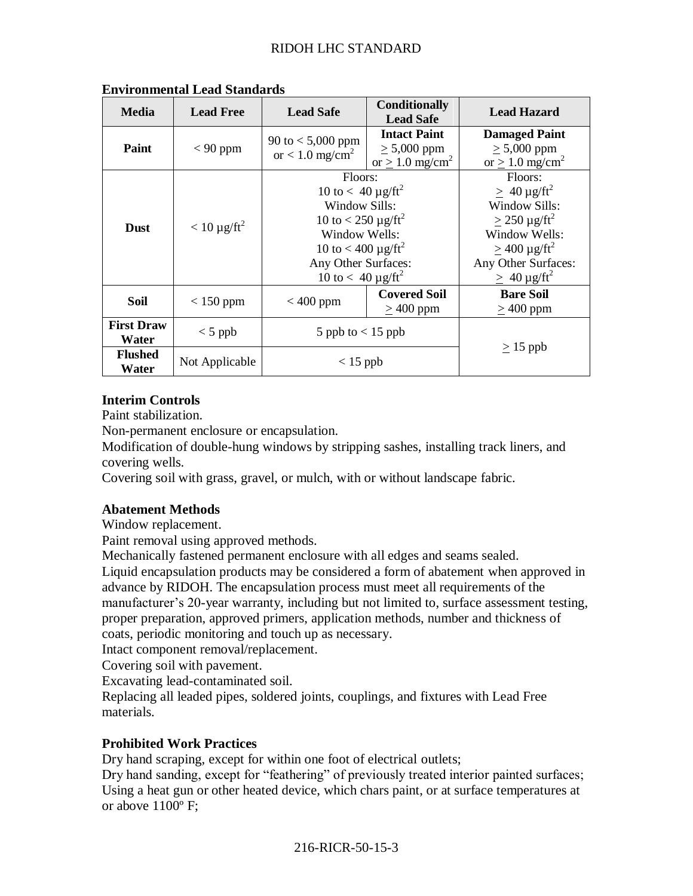## Environmental Lead Standards

| Media | Lead Free | Lead Safe | Conditionally Lead Safe | Lead Hazard |
|---|---|---|---|---|
| **Paint** | < 90 ppm | 90 to < 5,000 ppm or < 1.0 mg/cm$^2$ | **Intact Paint** ≥ 5,000 ppm or ≥ 1.0 mg/cm$^2$ | **Damaged Paint** ≥ 5,000 ppm or ≥ 1.0 mg/cm$^2$ |
| **Dust** | < 10 µg/ft$^2$ | Floors: 10 to < 40 µg/ft$^2$ Window Sills: 10 to < 250 µg/ft$^2$ Window Wells: 10 to < 400 µg/ft$^2$ Any Other Surfaces: 10 to < 40 µg/ft$^2$ | | Floors: ≥ 40 µg/ft$^2$ Window Sills: ≥ 250 µg/ft$^2$ Window Wells: ≥ 400 µg/ft$^2$ Any Other Surfaces: ≥ 40 µg/ft$^2$ |
| **Soil** | < 150 ppm | < 400 ppm | **Covered Soil** ≥ 400 ppm | **Bare Soil** ≥ 400 ppm |
| **First Draw Water** | < 5 ppb | 5 ppb to < 15 ppb | | ≥ 15 ppb |
| **Flushed Water** | Not Applicable | < 15 ppb | | |

### Interim Controls

Paint stabilization.

Non-permanent enclosure or encapsulation.

Modification of double-hung windows by stripping sashes, installing track liners, and covering wells.

Covering soil with grass, gravel, or mulch, with or without landscape fabric.

### Abatement Methods

Window replacement.

Paint removal using approved methods.

Mechanically fastened permanent enclosure with all edges and seams sealed.

Liquid encapsulation products may be considered a form of abatement when approved in advance by RIDOH. The encapsulation process must meet all requirements of the manufacturer's 20-year warranty, including but not limited to, surface assessment testing, proper preparation, approved primers, application methods, number and thickness of coats, periodic monitoring and touch up as necessary.

Intact component removal/replacement.

Covering soil with pavement.

Excavating lead-contaminated soil.

Replacing all leaded pipes, soldered joints, couplings, and fixtures with Lead Free materials.

### Prohibited Work Practices

Dry hand scraping, except for within one foot of electrical outlets;

Dry hand sanding, except for "feathering" of previously treated interior painted surfaces;

Using a heat gun or other heated device, which chars paint, or at surface temperatures at or above 1100º F;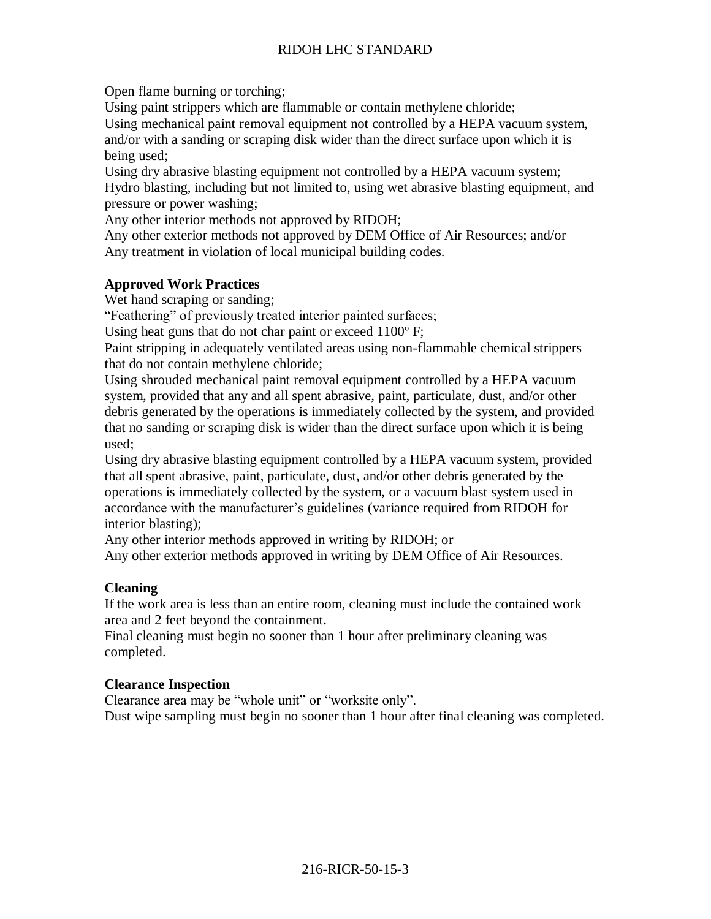Open flame burning or torching;
Using paint strippers which are flammable or contain methylene chloride;
Using mechanical paint removal equipment not controlled by a HEPA vacuum system, and/or with a sanding or scraping disk wider than the direct surface upon which it is being used;
Using dry abrasive blasting equipment not controlled by a HEPA vacuum system;
Hydro blasting, including but not limited to, using wet abrasive blasting equipment, and pressure or power washing;
Any other interior methods not approved by RIDOH;
Any other exterior methods not approved by DEM Office of Air Resources; and/or
Any treatment in violation of local municipal building codes.

**Approved Work Practices**

Wet hand scraping or sanding;
"Feathering" of previously treated interior painted surfaces;
Using heat guns that do not char paint or exceed 1100º F;
Paint stripping in adequately ventilated areas using non-flammable chemical strippers that do not contain methylene chloride;
Using shrouded mechanical paint removal equipment controlled by a HEPA vacuum system, provided that any and all spent abrasive, paint, particulate, dust, and/or other debris generated by the operations is immediately collected by the system, and provided that no sanding or scraping disk is wider than the direct surface upon which it is being used;
Using dry abrasive blasting equipment controlled by a HEPA vacuum system, provided that all spent abrasive, paint, particulate, dust, and/or other debris generated by the operations is immediately collected by the system, or a vacuum blast system used in accordance with the manufacturer's guidelines (variance required from RIDOH for interior blasting);
Any other interior methods approved in writing by RIDOH; or
Any other exterior methods approved in writing by DEM Office of Air Resources.

**Cleaning**

If the work area is less than an entire room, cleaning must include the contained work area and 2 feet beyond the containment.
Final cleaning must begin no sooner than 1 hour after preliminary cleaning was completed.

**Clearance Inspection**

Clearance area may be "whole unit" or "worksite only".
Dust wipe sampling must begin no sooner than 1 hour after final cleaning was completed.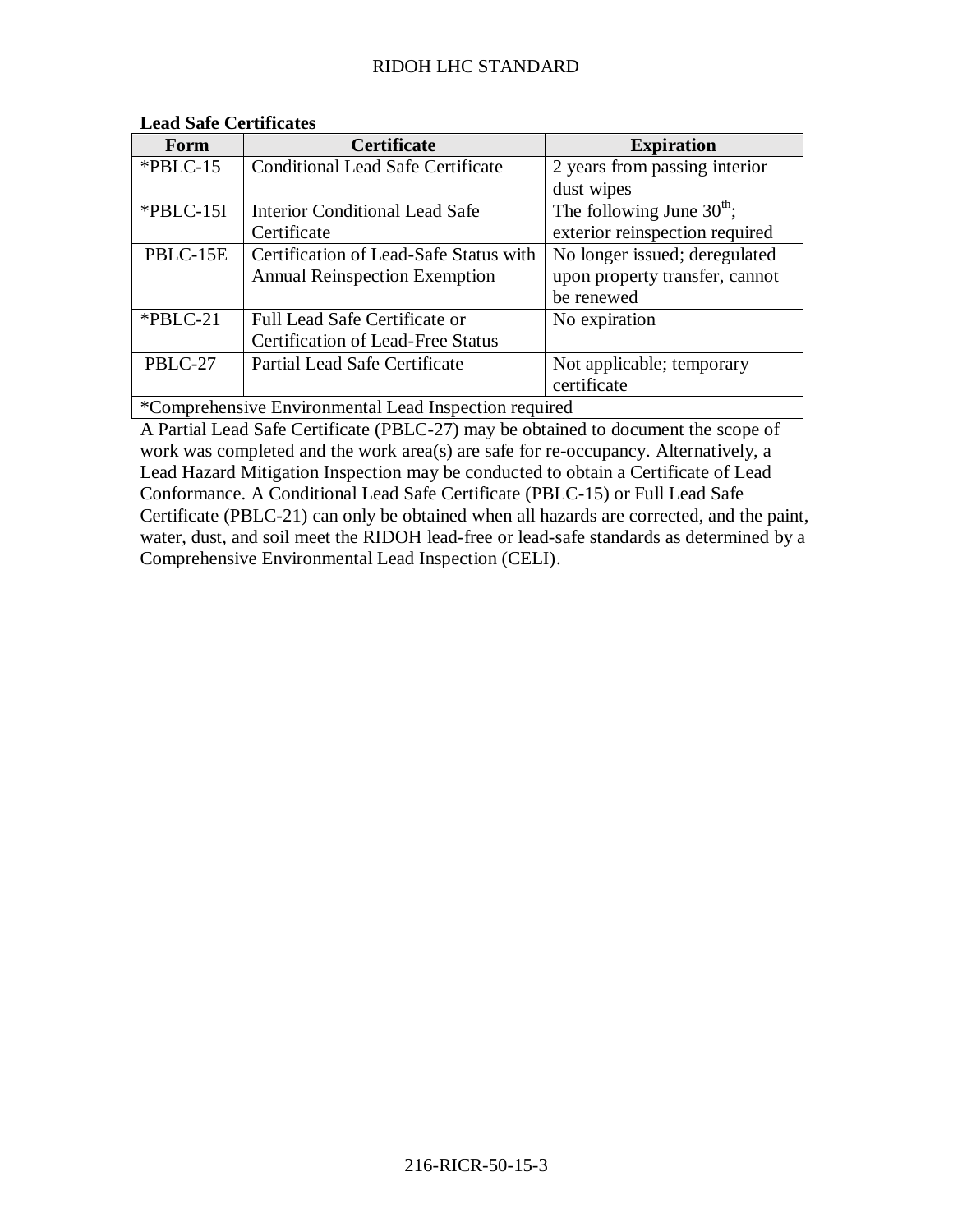**Lead Safe Certificates**

| Form | Certificate | Expiration |
| --- | --- | --- |
| *PBLC-15 | Conditional Lead Safe Certificate | 2 years from passing interior dust wipes |
| *PBLC-15I | Interior Conditional Lead Safe Certificate | The following June 30th; exterior reinspection required |
| PBLC-15E | Certification of Lead-Safe Status with Annual Reinspection Exemption | No longer issued; deregulated upon property transfer, cannot be renewed |
| *PBLC-21 | Full Lead Safe Certificate or Certification of Lead-Free Status | No expiration |
| PBLC-27 | Partial Lead Safe Certificate | Not applicable; temporary certificate |
| *Comprehensive Environmental Lead Inspection required | | |

A Partial Lead Safe Certificate (PBLC-27) may be obtained to document the scope of work was completed and the work area(s) are safe for re-occupancy. Alternatively, a Lead Hazard Mitigation Inspection may be conducted to obtain a Certificate of Lead Conformance. A Conditional Lead Safe Certificate (PBLC-15) or Full Lead Safe Certificate (PBLC-21) can only be obtained when all hazards are corrected, and the paint, water, dust, and soil meet the RIDOH lead-free or lead-safe standards as determined by a Comprehensive Environmental Lead Inspection (CELI).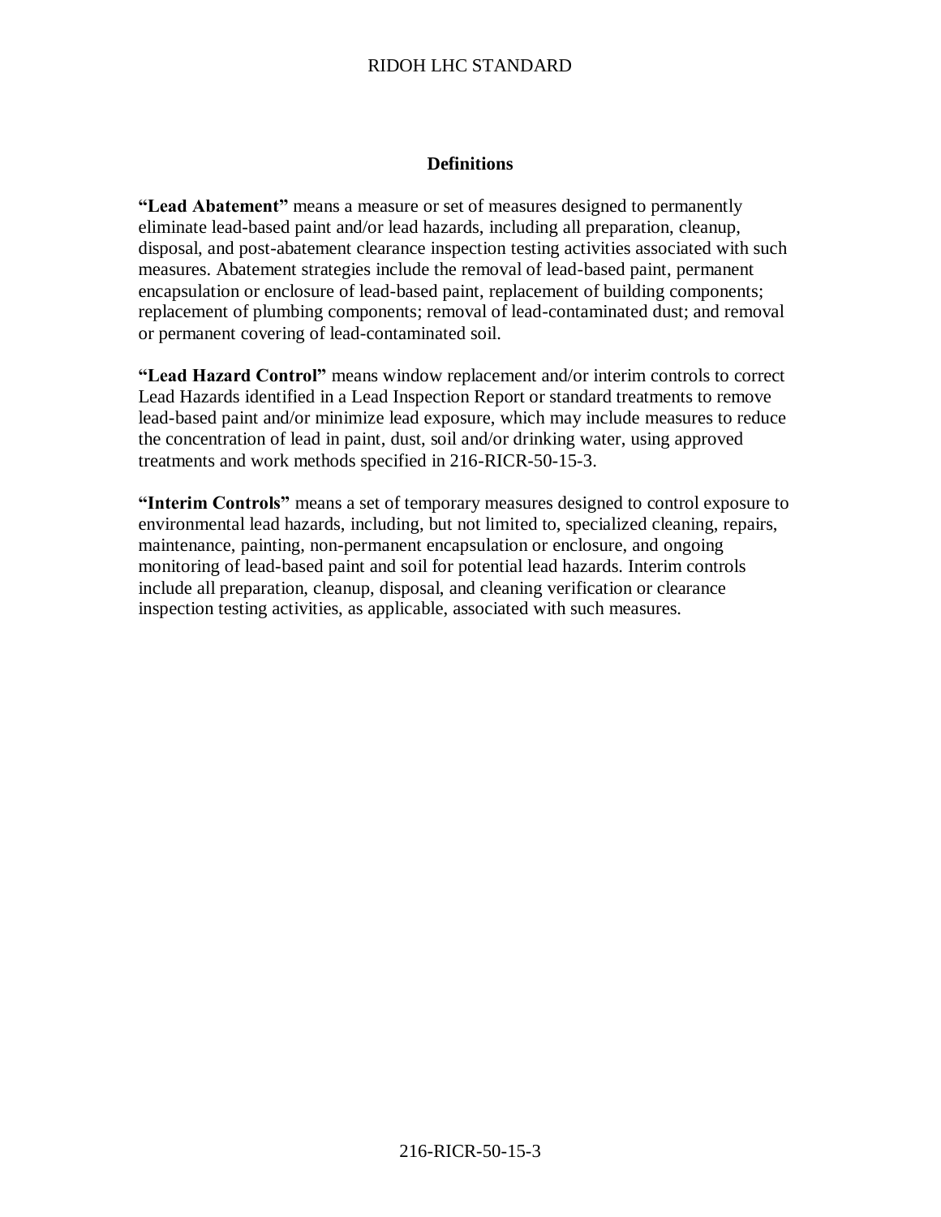## Definitions

**"Lead Abatement"** means a measure or set of measures designed to permanently eliminate lead-based paint and/or lead hazards, including all preparation, cleanup, disposal, and post-abatement clearance inspection testing activities associated with such measures. Abatement strategies include the removal of lead-based paint, permanent encapsulation or enclosure of lead-based paint, replacement of building components; replacement of plumbing components; removal of lead-contaminated dust; and removal or permanent covering of lead-contaminated soil.

**"Lead Hazard Control"** means window replacement and/or interim controls to correct Lead Hazards identified in a Lead Inspection Report or standard treatments to remove lead-based paint and/or minimize lead exposure, which may include measures to reduce the concentration of lead in paint, dust, soil and/or drinking water, using approved treatments and work methods specified in 216-RICR-50-15-3.

**"Interim Controls"** means a set of temporary measures designed to control exposure to environmental lead hazards, including, but not limited to, specialized cleaning, repairs, maintenance, painting, non-permanent encapsulation or enclosure, and ongoing monitoring of lead-based paint and soil for potential lead hazards. Interim controls include all preparation, cleanup, disposal, and cleaning verification or clearance inspection testing activities, as applicable, associated with such measures.